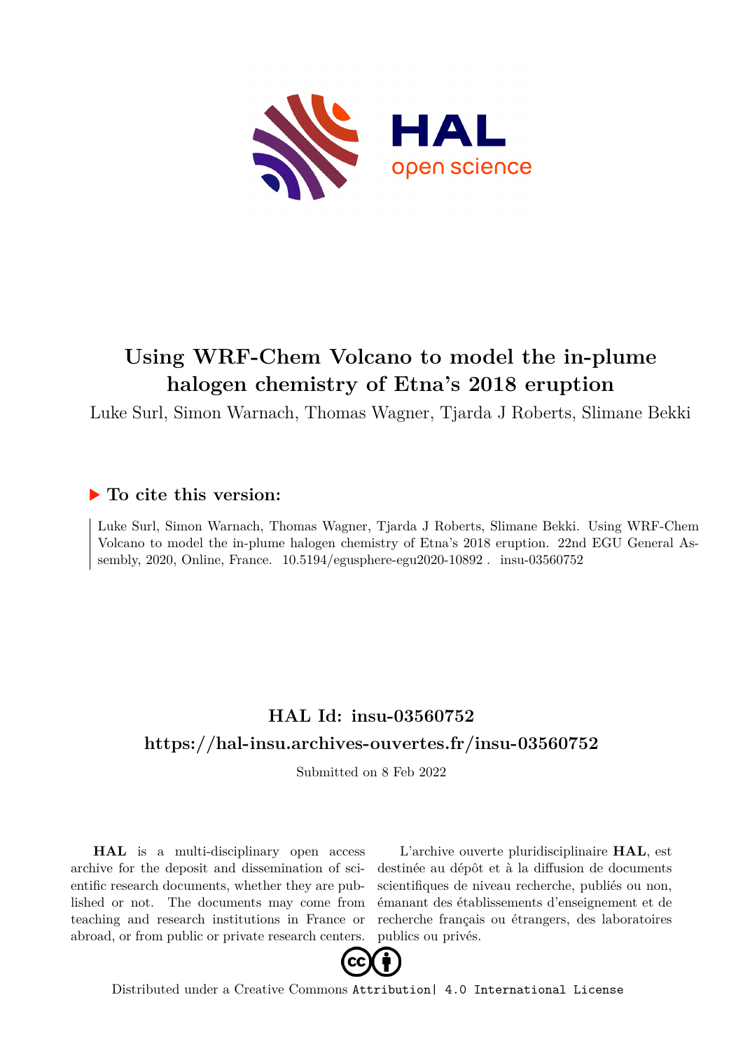# Using WRF-Chem Volcano to model the in-plume halogen chemistry of Etna's 2018 eruption

Luke Surl, Simon Warnach, Thomas Wagner, Tjarda J Roberts, Slimane Bekki

## ▶ To cite this version:

Luke Surl, Simon Warnach, Thomas Wagner, Tjarda J Roberts, Slimane Bekki. Using WRF-Chem Volcano to model the in-plume halogen chemistry of Etna's 2018 eruption. 22nd EGU General Assembly, 2020, Online, France. 10.5194/egusphere-egu2020-10892 . insu-03560752

## HAL Id: insu-03560752

## https://hal-insu.archives-ouvertes.fr/insu-03560752

Submitted on 8 Feb 2022

**HAL** is a multi-disciplinary open access archive for the deposit and dissemination of scientific research documents, whether they are published or not. The documents may come from teaching and research institutions in France or abroad, or from public or private research centers.

L'archive ouverte pluridisciplinaire **HAL**, est destinée au dépôt et à la diffusion de documents scientifiques de niveau recherche, publiés ou non, émanant des établissements d'enseignement et de recherche français ou étrangers, des laboratoires publics ou privés.

Distributed under a Creative Commons Attribution| 4.0 International License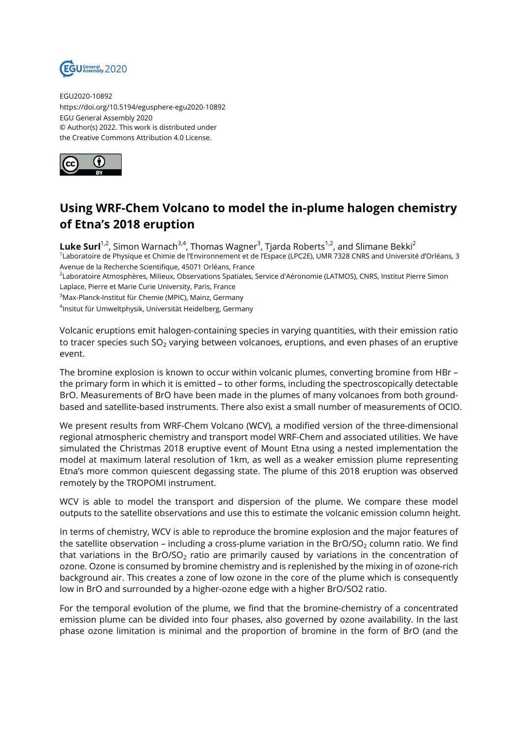EGU2020-10892
https://doi.org/10.5194/egusphere-egu2020-10892
EGU General Assembly 2020
© Author(s) 2022. This work is distributed under
the Creative Commons Attribution 4.0 License.

# Using WRF-Chem Volcano to model the in-plume halogen chemistry of Etna's 2018 eruption

**Luke Surl**[1,2], Simon Warnach[3,4], Thomas Wagner[3], Tjarda Roberts[1,2], and Slimane Bekki[2]

[1]Laboratoire de Physique et Chimie de l'Environnement et de l'Espace (LPC2E), UMR 7328 CNRS and Université d'Orléans, 3 Avenue de la Recherche Scientifique, 45071 Orléans, France
[2]Laboratoire Atmosphères, Milieux, Observations Spatiales, Service d'Aéronomie (LATMOS), CNRS, Institut Pierre Simon Laplace, Pierre et Marie Curie University, Paris, France
[3]Max-Planck-Institut für Chemie (MPIC), Mainz, Germany
[4]Insitut für Umweltphysik, Universität Heidelberg, Germany

Volcanic eruptions emit halogen-containing species in varying quantities, with their emission ratio to tracer species such $SO_2$ varying between volcanoes, eruptions, and even phases of an eruptive event.

The bromine explosion is known to occur within volcanic plumes, converting bromine from HBr – the primary form in which it is emitted – to other forms, including the spectroscopically detectable BrO. Measurements of BrO have been made in the plumes of many volcanoes from both ground-based and satellite-based instruments. There also exist a small number of measurements of OClO.

We present results from WRF-Chem Volcano (WCV), a modified version of the three-dimensional regional atmospheric chemistry and transport model WRF-Chem and associated utilities. We have simulated the Christmas 2018 eruptive event of Mount Etna using a nested implementation the model at maximum lateral resolution of 1km, as well as a weaker emission plume representing Etna's more common quiescent degassing state. The plume of this 2018 eruption was observed remotely by the TROPOMI instrument.

WCV is able to model the transport and dispersion of the plume. We compare these model outputs to the satellite observations and use this to estimate the volcanic emission column height.

In terms of chemistry, WCV is able to reproduce the bromine explosion and the major features of the satellite observation – including a cross-plume variation in the $BrO/SO_2$ column ratio. We find that variations in the $BrO/SO_2$ ratio are primarily caused by variations in the concentration of ozone. Ozone is consumed by bromine chemistry and is replenished by the mixing in of ozone-rich background air. This creates a zone of low ozone in the core of the plume which is consequently low in BrO and surrounded by a higher-ozone edge with a higher BrO/SO2 ratio.

For the temporal evolution of the plume, we find that the bromine-chemistry of a concentrated emission plume can be divided into four phases, also governed by ozone availability. In the last phase ozone limitation is minimal and the proportion of bromine in the form of BrO (and the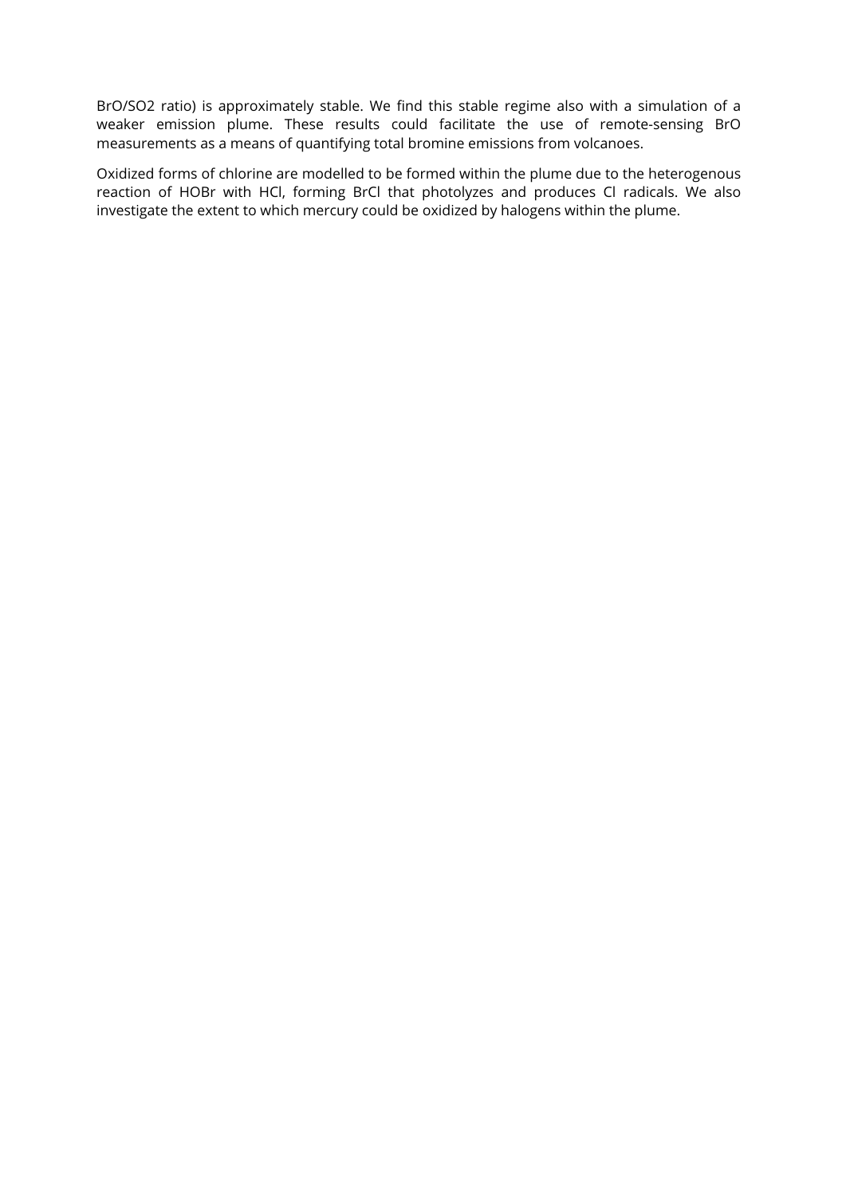BrO/SO2 ratio) is approximately stable. We find this stable regime also with a simulation of a weaker emission plume. These results could facilitate the use of remote-sensing BrO measurements as a means of quantifying total bromine emissions from volcanoes.

Oxidized forms of chlorine are modelled to be formed within the plume due to the heterogenous reaction of HOBr with HCl, forming BrCl that photolyzes and produces Cl radicals. We also investigate the extent to which mercury could be oxidized by halogens within the plume.